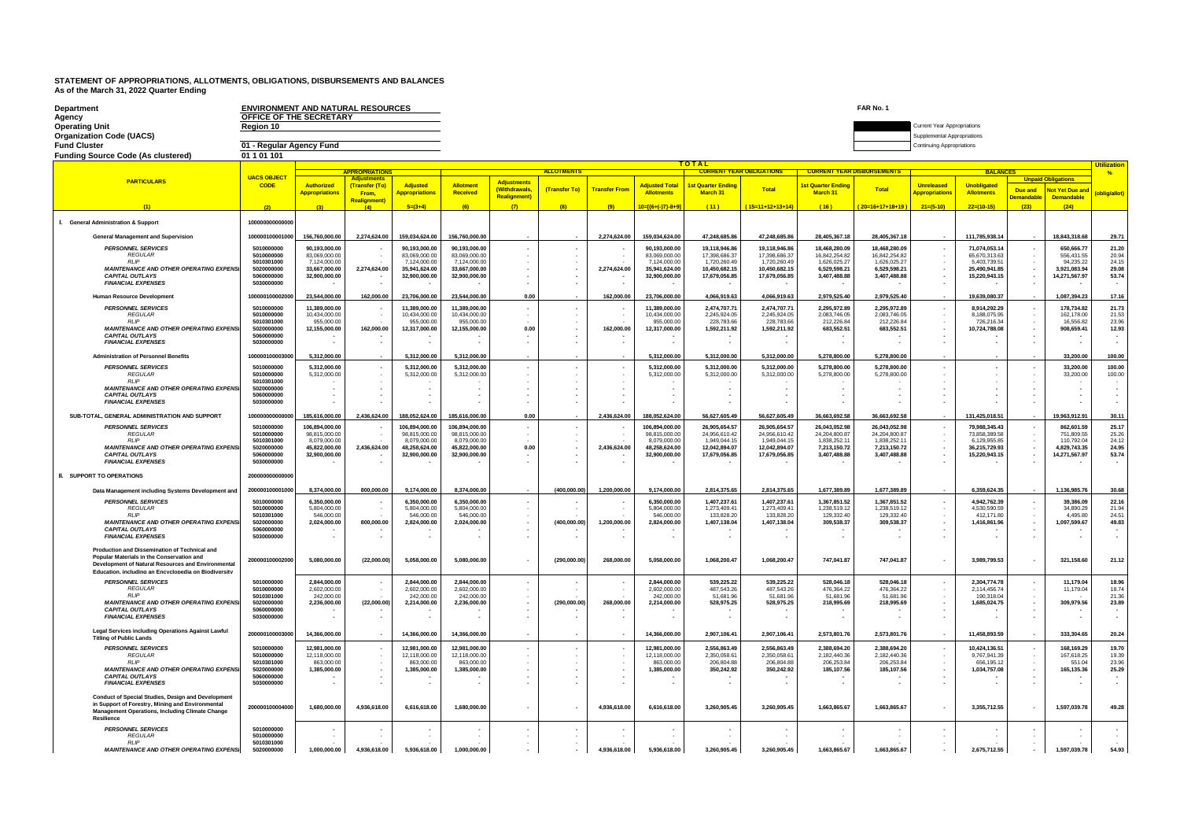# STATEMENT OF APPROPRIATIONS, ALLOTMENTS, OBLIGATIONS, DISBURSEMENTS AND BALANCES
As of the March 31, 2022 Quarter Ending

| | |
|---|---|
| Department | ENVIRONMENT AND NATURAL RESOURCES |
| Agency | OFFICE OF THE SECRETARY |
| Operating Unit | Region 10 |
| Organization Code (UACS) | |
| Fund Cluster | 01 - Regular Agency Fund |
| Funding Source Code (As clustered) | 01 1 01 101 |

FAR No. 1

Current Year Appropriations
Supplemental Appropriations
Continuing Appropriations

| PARTICULARS | UACS OBJECT CODE | APPROPRIATIONS | | | ALLOTMENTS | | | | | CURRENT YEAR OBLIGATIONS | | CURRENT YEAR DISBURSEMENTS | | BALANCES | | | | Utilization % |
|---|---|---|---|---|---|---|---|---|---|---|---|---|---|---|---|---|---|---|
| | | Authorized Appropriations | Adjustments (Transfer (To) From, Realignment) | Adjusted Appropriations | Allotment Received | Adjustments (Withdrawals, Realignment) | (Transfer To) | Transfer From | Adjusted Total Allotments | 1st Quarter Ending March 31 | Total | 1st Quarter Ending March 31 | Total | Unreleased Appropriations | Unobligated Allotments | Unpaid Obligations: Due and Demandable | Unpaid Obligations: Not Yet Due and Demandable | (oblig/allot) |
| (1) | (2) | (3) | (4) | 5=(3+4) | (6) | (7) | (8) | (9) | 10=[(6+(-)7)-8+9] | (11) | (15=11+12+13+14) | (16) | (20=16+17+18+19) | 21=(5-10) | 22=(10-15) | (23) | (24) | |
| **I. General Administration & Support** | 100000000000000 | | | | | | | | | | | | | | | | | |
| **General Management and Supervision** | 100000100001000 | 156,760,000.00 | 2,274,624.00 | 159,034,624.00 | 156,760,000.00 | - | - | 2,274,624.00 | 159,034,624.00 | 47,248,685.86 | 47,248,685.86 | 28,405,367.18 | 28,405,367.18 | - | 111,785,938.14 | - | 18,843,318.68 | 29.71 |
| *PERSONNEL SERVICES* | 5010000000 | 90,193,000.00 | - | 90,193,000.00 | 90,193,000.00 | - | - | - | 90,193,000.00 | 19,118,946.86 | 19,118,946.86 | 18,468,280.09 | 18,468,280.09 | - | 71,074,053.14 | - | 650,666.77 | 21.20 |
| *REGULAR* | 5010000000 | 83,069,000.00 | - | 83,069,000.00 | 83,069,000.00 | - | - | - | 83,069,000.00 | 17,398,686.37 | 17,398,686.37 | 16,842,254.82 | 16,842,254.82 | - | 65,670,313.63 | - | 556,431.55 | 20.94 |
| *RLIP* | 5010301000 | 7,124,000.00 | - | 7,124,000.00 | 7,124,000.00 | - | - | - | 7,124,000.00 | 1,720,260.49 | 1,720,260.49 | 1,626,025.27 | 1,626,025.27 | - | 5,403,739.51 | - | 94,235.22 | 24.15 |
| *MAINTENANCE AND OTHER OPERATING EXPENSES* | 5020000000 | 33,667,000.00 | 2,274,624.00 | 35,941,624.00 | 33,667,000.00 | - | - | 2,274,624.00 | 35,941,624.00 | 10,450,682.15 | 10,450,682.15 | 6,529,598.21 | 6,529,598.21 | - | 25,490,941.85 | - | 3,921,083.94 | 29.08 |
| *CAPITAL OUTLAYS* | 5060000000 | 32,900,000.00 | - | 32,900,000.00 | 32,900,000.00 | - | - | - | 32,900,000.00 | 17,679,056.85 | 17,679,056.85 | 3,407,488.88 | 3,407,488.88 | - | 15,220,943.15 | - | 14,271,567.97 | 53.74 |
| *FINANCIAL EXPENSES* | 5030000000 | - | - | - | - | - | - | - | - | - | - | - | - | - | - | - | - | - |
| **Human Resource Development** | 100000100002000 | 23,544,000.00 | 162,000.00 | 23,706,000.00 | 23,544,000.00 | 0.00 | - | 162,000.00 | 23,706,000.00 | 4,066,919.63 | 4,066,919.63 | 2,979,525.40 | 2,979,525.40 | - | 19,639,080.37 | - | 1,087,394.23 | 17.16 |
| *PERSONNEL SERVICES* | 5010000000 | 11,389,000.00 | - | 11,389,000.00 | 11,389,000.00 | - | - | - | 11,389,000.00 | 2,474,707.71 | 2,474,707.71 | 2,295,972.89 | 2,295,972.89 | - | 8,914,292.29 | - | 178,734.82 | 21.73 |
| *REGULAR* | 5010000000 | 10,434,000.00 | - | 10,434,000.00 | 10,434,000.00 | - | - | - | 10,434,000.00 | 2,245,924.05 | 2,245,924.05 | 2,083,746.05 | 2,083,746.05 | - | 8,188,075.95 | - | 162,178.00 | 21.53 |
| *RLIP* | 5010301000 | 955,000.00 | - | 955,000.00 | 955,000.00 | - | - | - | 955,000.00 | 228,783.66 | 228,783.66 | 212,226.84 | 212,226.84 | - | 726,216.34 | - | 16,556.82 | 23.96 |
| *MAINTENANCE AND OTHER OPERATING EXPENSES* | 5020000000 | 12,155,000.00 | 162,000.00 | 12,317,000.00 | 12,155,000.00 | 0.00 | - | 162,000.00 | 12,317,000.00 | 1,592,211.92 | 1,592,211.92 | 683,552.51 | 683,552.51 | - | 10,724,788.08 | - | 908,659.41 | 12.93 |
| *CAPITAL OUTLAYS* | 5060000000 | - | - | - | - | - | - | - | - | - | - | - | - | - | - | - | - | - |
| *FINANCIAL EXPENSES* | 5030000000 | - | - | - | - | - | - | - | - | - | - | - | - | - | - | - | - | - |
| **Administration of Personnel Benefits** | 100000100003000 | 5,312,000.00 | - | 5,312,000.00 | 5,312,000.00 | - | - | - | 5,312,000.00 | 5,312,000.00 | 5,312,000.00 | 5,278,800.00 | 5,278,800.00 | - | - | - | 33,200.00 | 100.00 |
| *PERSONNEL SERVICES* | 5010000000 | 5,312,000.00 | - | 5,312,000.00 | 5,312,000.00 | - | - | - | 5,312,000.00 | 5,312,000.00 | 5,312,000.00 | 5,278,800.00 | 5,278,800.00 | - | - | - | 33,200.00 | 100.00 |
| *REGULAR* | 5010000000 | 5,312,000.00 | - | 5,312,000.00 | 5,312,000.00 | - | - | - | 5,312,000.00 | 5,312,000.00 | 5,312,000.00 | 5,278,800.00 | 5,278,800.00 | - | - | - | 33,200.00 | 100.00 |
| *RLIP* | 5010301000 | | | | | | | | | - | - | - | - | - | - | - | - | - |
| *MAINTENANCE AND OTHER OPERATING EXPENSES* | 5020000000 | - | - | - | - | - | - | - | - | - | - | - | - | - | - | - | - | - |
| *CAPITAL OUTLAYS* | 5060000000 | - | - | - | - | - | - | - | - | - | - | - | - | - | - | - | - | - |
| *FINANCIAL EXPENSES* | 5030000000 | - | - | - | - | - | - | - | - | - | - | - | - | - | - | - | - | - |
| **SUB-TOTAL, GENERAL ADMINISTRATION AND SUPPORT** | 100000000000000 | 185,616,000.00 | 2,436,624.00 | 188,052,624.00 | 185,616,000.00 | 0.00 | - | 2,436,624.00 | 188,052,624.00 | 56,627,605.49 | 56,627,605.49 | 36,663,692.58 | 36,663,692.58 | - | 131,425,018.51 | - | 19,963,912.91 | 30.11 |
| *PERSONNEL SERVICES* | 5010000000 | 106,894,000.00 | - | 106,894,000.00 | 106,894,000.00 | - | - | - | 106,894,000.00 | 26,905,654.57 | 26,905,654.57 | 26,043,052.98 | 26,043,052.98 | - | 79,988,345.43 | - | 862,601.59 | 25.17 |
| *REGULAR* | 5010000000 | 98,815,000.00 | - | 98,815,000.00 | 98,815,000.00 | - | - | - | 98,815,000.00 | 24,956,610.42 | 24,956,610.42 | 24,204,800.87 | 24,204,800.87 | - | 73,858,389.58 | - | 751,809.55 | 25.26 |
| *RLIP* | 5010301000 | 8,079,000.00 | - | 8,079,000.00 | 8,079,000.00 | - | - | - | 8,079,000.00 | 1,949,044.15 | 1,949,044.15 | 1,838,252.11 | 1,838,252.11 | - | 6,129,955.85 | - | 110,792.04 | 24.12 |
| *MAINTENANCE AND OTHER OPERATING EXPENSES* | 5020000000 | 45,822,000.00 | 2,436,624.00 | 48,258,624.00 | 45,822,000.00 | 0.00 | - | 2,436,624.00 | 48,258,624.00 | 12,042,894.07 | 12,042,894.07 | 7,213,150.72 | 7,213,150.72 | - | 36,215,729.93 | - | 4,829,743.35 | 24.95 |
| *CAPITAL OUTLAYS* | 5060000000 | 32,900,000.00 | - | 32,900,000.00 | 32,900,000.00 | - | - | - | 32,900,000.00 | 17,679,056.85 | 17,679,056.85 | 3,407,488.88 | 3,407,488.88 | - | 15,220,943.15 | - | 14,271,567.97 | 53.74 |
| *FINANCIAL EXPENSES* | 5030000000 | - | - | - | - | - | - | - | - | - | - | - | - | - | - | - | - | - |
| **II. SUPPORT TO OPERATIONS** | 200000000000000 | | | | | | | | | | | | | | | | | |
| **Data Management including Systems Development and** | 200000100001000 | 8,374,000.00 | 800,000.00 | 9,174,000.00 | 8,374,000.00 | - | (400,000.00) | 1,200,000.00 | 9,174,000.00 | 2,814,375.65 | 2,814,375.65 | 1,677,389.89 | 1,677,389.89 | - | 6,359,624.35 | - | 1,136,985.76 | 30.68 |
| *PERSONNEL SERVICES* | 5010000000 | 6,350,000.00 | - | 6,350,000.00 | 6,350,000.00 | - | - | - | 6,350,000.00 | 1,407,237.61 | 1,407,237.61 | 1,367,851.52 | 1,367,851.52 | - | 4,942,762.39 | - | 39,386.09 | 22.16 |
| *REGULAR* | 5010000000 | 5,804,000.00 | - | 5,804,000.00 | 5,804,000.00 | - | - | - | 5,804,000.00 | 1,273,409.41 | 1,273,409.41 | 1,238,519.12 | 1,238,519.12 | - | 4,530,590.59 | - | 34,890.29 | 21.94 |
| *RLIP* | 5010301000 | 546,000.00 | - | 546,000.00 | 546,000.00 | - | - | - | 546,000.00 | 133,828.20 | 133,828.20 | 129,332.40 | 129,332.40 | - | 412,171.80 | - | 4,495.80 | 24.51 |
| *MAINTENANCE AND OTHER OPERATING EXPENSES* | 5020000000 | 2,024,000.00 | 800,000.00 | 2,824,000.00 | 2,024,000.00 | - | (400,000.00) | 1,200,000.00 | 2,824,000.00 | 1,407,138.04 | 1,407,138.04 | 309,538.37 | 309,538.37 | - | 1,416,861.96 | - | 1,097,599.67 | 49.83 |
| *CAPITAL OUTLAYS* | 5060000000 | - | - | - | - | - | - | - | - | - | - | - | - | - | - | - | - | - |
| *FINANCIAL EXPENSES* | 5030000000 | - | - | - | - | - | - | - | - | - | - | - | - | - | - | - | - | - |
| **Production and Dissemination of Technical and Popular Materials in the Conservation and Development of Natural Resources and Environmental Education, including an Encyclopedia on Biodiversity** | 200000100002000 | 5,080,000.00 | (22,000.00) | 5,058,000.00 | 5,080,000.00 | - | (290,000.00) | 268,000.00 | 5,058,000.00 | 1,068,200.47 | 1,068,200.47 | 747,041.87 | 747,041.87 | - | 3,989,799.53 | - | 321,158.60 | 21.12 |
| *PERSONNEL SERVICES* | 5010000000 | 2,844,000.00 | - | 2,844,000.00 | 2,844,000.00 | - | - | - | 2,844,000.00 | 539,225.22 | 539,225.22 | 528,046.18 | 528,046.18 | - | 2,304,774.78 | - | 11,179.04 | 18.96 |
| *REGULAR* | 5010000000 | 2,602,000.00 | - | 2,602,000.00 | 2,602,000.00 | - | - | - | 2,602,000.00 | 487,543.26 | 487,543.26 | 476,364.22 | 476,364.22 | - | 2,114,456.74 | - | 11,179.04 | 18.74 |
| *RLIP* | 5010301000 | 242,000.00 | - | 242,000.00 | 242,000.00 | - | - | - | 242,000.00 | 51,681.96 | 51,681.96 | 51,681.96 | 51,681.96 | - | 190,318.04 | - | - | 21.36 |
| *MAINTENANCE AND OTHER OPERATING EXPENSES* | 5020000000 | 2,236,000.00 | (22,000.00) | 2,214,000.00 | 2,236,000.00 | - | (290,000.00) | 268,000.00 | 2,214,000.00 | 528,975.25 | 528,975.25 | 218,995.69 | 218,995.69 | - | 1,685,024.75 | - | 309,979.56 | 23.89 |
| *CAPITAL OUTLAYS* | 5060000000 | - | - | - | - | - | - | - | - | - | - | - | - | - | - | - | - | - |
| *FINANCIAL EXPENSES* | 5030000000 | - | - | - | - | - | - | - | - | - | - | - | - | - | - | - | - | - |
| **Legal Services including Operations Against Lawful Titling of Public Lands** | 200000100003000 | 14,366,000.00 | - | 14,366,000.00 | 14,366,000.00 | - | - | - | 14,366,000.00 | 2,907,106.41 | 2,907,106.41 | 2,573,801.76 | 2,573,801.76 | - | 11,458,893.59 | - | 333,304.65 | 20.24 |
| *PERSONNEL SERVICES* | 5010000000 | 12,981,000.00 | - | 12,981,000.00 | 12,981,000.00 | - | - | - | 12,981,000.00 | 2,556,863.49 | 2,556,863.49 | 2,388,694.20 | 2,388,694.20 | - | 10,424,136.51 | - | 168,169.29 | 19.70 |
| *REGULAR* | 5010000000 | 12,118,000.00 | - | 12,118,000.00 | 12,118,000.00 | - | - | - | 12,118,000.00 | 2,350,058.61 | 2,350,058.61 | 2,182,440.36 | 2,182,440.36 | - | 9,767,941.39 | - | 167,618.25 | 19.39 |
| *RLIP* | 5010301000 | 863,000.00 | - | 863,000.00 | 863,000.00 | - | - | - | 863,000.00 | 206,804.88 | 206,804.88 | 206,253.84 | 206,253.84 | - | 656,195.12 | - | 551.04 | 23.96 |
| *MAINTENANCE AND OTHER OPERATING EXPENSES* | 5020000000 | 1,385,000.00 | - | 1,385,000.00 | 1,385,000.00 | - | - | - | 1,385,000.00 | 350,242.92 | 350,242.92 | 185,107.56 | 185,107.56 | - | 1,034,757.08 | - | 165,135.36 | 25.29 |
| *CAPITAL OUTLAYS* | 5060000000 | - | - | - | - | - | - | - | - | - | - | - | - | - | - | - | - | - |
| *FINANCIAL EXPENSES* | 5030000000 | - | - | - | - | - | - | - | - | - | - | - | - | - | - | - | - | - |
| **Conduct of Special Studies, Design and Development in Support of Forestry, Mining and Environmental Management Operations, Including Climate Change Resilience** | 200000100004000 | 1,680,000.00 | 4,936,618.00 | 6,616,618.00 | 1,680,000.00 | - | - | 4,936,618.00 | 6,616,618.00 | 3,260,905.45 | 3,260,905.45 | 1,663,865.67 | 1,663,865.67 | - | 3,355,712.55 | - | 1,597,039.78 | 49.28 |
| *PERSONNEL SERVICES* | 5010000000 | - | - | - | - | - | - | - | - | - | - | - | - | - | - | - | - | - |
| *REGULAR* | 5010000000 | - | - | - | - | - | - | - | - | - | - | - | - | - | - | - | - | - |
| *RLIP* | 5010301000 | - | - | - | - | - | - | - | - | - | - | - | - | - | - | - | - | - |
| *MAINTENANCE AND OTHER OPERATING EXPENSES* | 5020000000 | 1,000,000.00 | 4,936,618.00 | 5,936,618.00 | 1,000,000.00 | - | - | 4,936,618.00 | 5,936,618.00 | 3,260,905.45 | 3,260,905.45 | 1,663,865.67 | 1,663,865.67 | - | 2,675,712.55 | - | 1,597,039.78 | 54.93 |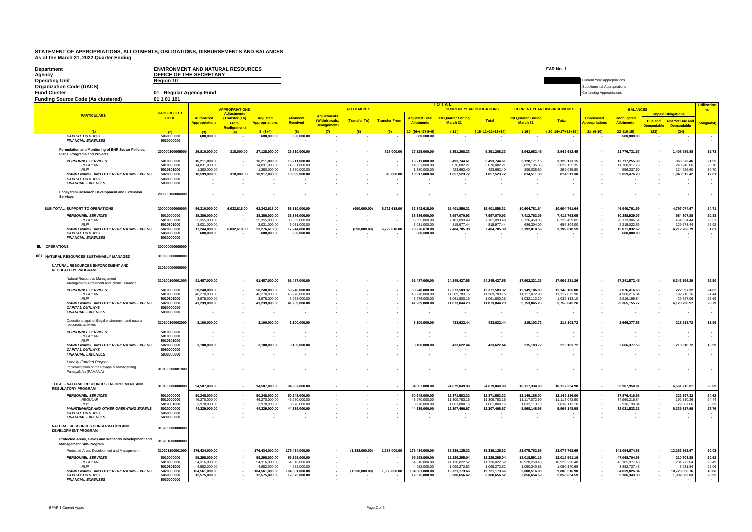# STATEMENT OF APPROPRIATIONS, ALLOTMENTS, OBLIGATIONS, DISBURSEMENTS AND BALANCES
As of the March 31, 2022 Quarter Ending

| | |
|---|---|
| Department | ENVIRONMENT AND NATURAL RESOURCES |
| Agency | OFFICE OF THE SECRETARY |
| Operating Unit | Region 10 |
| Organization Code (UACS) | |
| Fund Cluster | 01 - Regular Agency Fund |
| Funding Source Code (As clustered) | 01 1 01 101 |

FAR No. 1

Current Year Appropriations
Supplemental Appropriations
Continuing Appropriations

| PARTICULARS | UACS OBJECT CODE | APPROPRIATIONS | | | ALLOTMENTS | | | | | CURRENT YEAR OBLIGATIONS | | CURRENT YEAR DISBURSEMENTS | | BALANCES | | | | Utilization % |
|---|---|---|---|---|---|---|---|---|---|---|---|---|---|---|---|---|---|---|
| | | Authorized Appropriations | Adjustments (Transfer (To) From, Realignment) | Adjusted Appropriations | Allotment Received | Adjustments (Withdrawals, Realignment) | (Transfer To) | Transfer From | Adjusted Total Allotments | 1st Quarter Ending March 31 | Total | 1st Quarter Ending March 31 | Total | Unreleased Appropriations | Unobligated Allotments | Unpaid Obligations: Due and Demandable | Unpaid Obligations: Not Yet Due and Demandable | (oblig/allot) |
| (1) | (2) | (3) | (4) | 5=(3+4) | (6) | (7) | (8) | (9) | 10=[(6+(-)7)-8+9] | (11) | (15=11+12+13+14) | (16) | (20=16+17+18+19) | 21=(5-10) | 22=(10-15) | (23) | (24) | |
| *CAPITAL OUTLAYS* | 5060000000 | 680,000.00 | - | 680,000.00 | 680,000.00 | - | - | - | 680,000.00 | - | - | - | - | - | 680,000.00 | - | - | - |
| *FINANCIAL EXPENSES* | 5030000000 | - | - | - | - | - | - | - | - | - | - | - | - | - | - | - | - | - |
| **Formulation and Monitoring of ENR Sector Policies, Plans, Programs and Projects** | 200000100005000 | 26,810,000.00 | 318,000.00 | 27,128,000.00 | 26,810,000.00 | - | - | 318,000.00 | 27,128,000.00 | 5,351,268.33 | 5,351,268.33 | 3,942,682.45 | 3,942,682.45 | - | 21,776,731.67 | - | 1,408,585.88 | 19.73 |
| *PERSONNEL SERVICES* | 5010000000 | 16,211,000.00 | - | 16,211,000.00 | 16,211,000.00 | - | - | - | 16,211,000.00 | 3,493,744.61 | 3,493,744.61 | 3,128,171.15 | 3,128,171.15 | - | 12,717,255.39 | - | 365,573.46 | 21.55 |
| *REGULAR* | 5010000000 | 14,831,000.00 | - | 14,831,000.00 | 14,831,000.00 | - | - | - | 14,831,000.00 | 3,070,082.21 | 3,070,082.21 | 2,829,135.35 | 2,829,135.35 | - | 11,760,917.79 | - | 240,946.86 | 20.70 |
| *RLIP* | 5010301000 | 1,380,000.00 | - | 1,380,000.00 | 1,380,000.00 | - | - | - | 1,380,000.00 | 423,662.40 | 423,662.40 | 299,035.80 | 299,035.80 | - | 956,337.60 | - | 124,626.60 | 30.70 |
| *MAINTENANCE AND OTHER OPERATING EXPENSES* | 5020000000 | 10,599,000.00 | 318,000.00 | 10,917,000.00 | 10,599,000.00 | - | - | 318,000.00 | 10,917,000.00 | 1,857,523.72 | 1,857,523.72 | 814,511.30 | 814,511.30 | - | 9,059,476.28 | - | 1,043,012.42 | 17.01 |
| *CAPITAL OUTLAYS* | 5060000000 | - | - | - | - | - | - | - | - | - | - | - | - | - | - | - | - | - |
| *FINANCIAL EXPENSES* | 5030000000 | - | - | - | - | - | - | - | - | - | - | - | - | - | - | - | - | - |
| **Ecosystem Research Development and Extension Services** | 200000100006000 | - | - | - | - | - | - | - | - | - | - | - | - | - | - | - | - | - |
| **SUB-TOTAL, SUPPORT TO OPERATIONS** | 200000000000000 | 56,310,000.00 | 6,032,618.00 | 62,342,618.00 | 56,310,000.00 | - | (690,000.00) | 6,722,618.00 | 62,342,618.00 | 15,401,856.31 | 15,401,856.31 | 10,604,781.64 | 10,604,781.64 | - | 46,940,761.69 | - | 4,797,074.67 | 24.71 |
| *PERSONNEL SERVICES* | 5010000000 | 38,386,000.00 | - | 38,386,000.00 | 38,386,000.00 | - | - | - | 38,386,000.00 | 7,997,070.93 | 7,997,070.93 | 7,412,763.05 | 7,412,763.05 | - | 30,388,929.07 | - | 584,307.88 | 20.83 |
| *REGULAR* | 5010000000 | 35,355,000.00 | - | 35,355,000.00 | 35,355,000.00 | - | - | - | 35,355,000.00 | 7,181,093.49 | 7,181,093.49 | 6,726,459.05 | 6,726,459.05 | - | 28,173,906.51 | - | 454,634.44 | 20.31 |
| *RLIP* | 5010301000 | 3,031,000.00 | - | 3,031,000.00 | 3,031,000.00 | - | - | - | 3,031,000.00 | 815,977.44 | 815,977.44 | 686,304.00 | 686,304.00 | - | 2,215,022.56 | - | 129,673.44 | 26.92 |
| *MAINTENANCE AND OTHER OPERATING EXPENSES* | 5020000000 | 17,244,000.00 | 6,032,618.00 | 23,276,618.00 | 17,244,000.00 | - | (690,000.00) | 6,722,618.00 | 23,276,618.00 | 7,404,785.38 | 7,404,785.38 | 3,192,018.59 | 3,192,018.59 | - | 15,871,832.62 | - | 4,212,766.79 | 31.81 |
| *CAPITAL OUTLAYS* | 5060000000 | 680,000.00 | - | 680,000.00 | 680,000.00 | - | - | - | 680,000.00 | - | - | - | - | - | 680,000.00 | - | - | - |
| *FINANCIAL EXPENSES* | 5030000000 | - | - | - | - | - | - | - | - | - | - | - | - | - | - | - | - | - |
| **III. OPERATIONS** | 300000000000000 | | | | | | | | | | | | | | | | | |
| **001 NATURAL RESOURCES SUSTAINABLY MANAGED** | 310000000000000 | | | | | | | | | | | | | | | | | |
| **NATURAL RESOURCES ENFORCEMENT AND REGULATORY PROGRAM** | 310100000000000 | | | | | | | | | | | | | | | | | |
| Natural Resources Management Arrangement/Agreement and Permit Issuance | 310100100001000 | 91,487,000.00 | - | 91,487,000.00 | 91,487,000.00 | - | - | - | 91,487,000.00 | 24,245,427.55 | 24,245,427.55 | 17,902,231.26 | 17,902,231.26 | - | 67,241,572.45 | - | 6,343,196.29 | 26.50 |
| *PERSONNEL SERVICES* | 5010000000 | 50,248,000.00 | - | 50,248,000.00 | 50,248,000.00 | - | - | - | 50,248,000.00 | 12,371,583.32 | 12,371,583.32 | 12,149,186.00 | 12,149,186.00 | - | 37,876,416.68 | - | 222,397.32 | 24.62 |
| *REGULAR* | 5010000000 | 46,270,000.00 | - | 46,270,000.00 | 46,270,000.00 | - | - | - | 46,270,000.00 | 11,309,783.16 | 11,309,783.16 | 11,117,072.90 | 11,117,072.90 | - | 34,960,216.84 | - | 192,710.26 | 24.44 |
| *RLIP* | 5010301000 | 3,978,000.00 | - | 3,978,000.00 | 3,978,000.00 | - | - | - | 3,978,000.00 | 1,061,800.16 | 1,061,800.16 | 1,032,113.10 | 1,032,113.10 | - | 2,916,199.84 | - | 29,687.06 | 26.69 |
| *MAINTENANCE AND OTHER OPERATING EXPENSES* | 5020000000 | 41,239,000.00 | - | 41,239,000.00 | 41,239,000.00 | - | - | - | 41,239,000.00 | 11,873,844.23 | 11,873,844.23 | 5,753,045.26 | 5,753,045.26 | - | 29,365,155.77 | - | 6,120,798.97 | 28.79 |
| *CAPITAL OUTLAYS* | 5060000000 | - | - | - | - | - | - | - | - | - | - | - | - | - | - | - | - | - |
| *FINANCIAL EXPENSES* | 5030000000 | - | - | - | - | - | - | - | - | - | - | - | - | - | - | - | - | - |
| Operations against illegal environment and natural resources activities | 310100100002000 | 3,100,000.00 | - | 3,100,000.00 | 3,100,000.00 | - | - | - | 3,100,000.00 | 433,622.44 | 433,622.44 | 215,103.72 | 215,103.72 | - | 2,666,377.56 | - | 218,518.72 | 13.99 |
| *PERSONNEL SERVICES* | 5010000000 | - | - | - | - | - | - | - | - | - | - | - | - | - | - | - | - | - |
| *REGULAR* | 5010000000 | - | - | - | - | - | - | - | - | - | - | - | - | - | - | - | - | - |
| *RLIP* | 5010301000 | - | - | - | - | - | - | - | - | - | - | - | - | - | - | - | - | - |
| *MAINTENANCE AND OTHER OPERATING EXPENSES* | 5020000000 | 3,100,000.00 | - | 3,100,000.00 | 3,100,000.00 | - | - | - | 3,100,000.00 | 433,622.44 | 433,622.44 | 215,103.72 | 215,103.72 | - | 2,666,377.56 | - | 218,518.72 | 13.99 |
| *CAPITAL OUTLAYS* | 5060000000 | - | - | - | - | - | - | - | - | - | - | - | - | - | - | - | - | - |
| *FINANCIAL EXPENSES* | 5030000000 | - | - | - | - | - | - | - | - | - | - | - | - | - | - | - | - | - |
| *Locally Funded Project* | | | | | | | | | | | | | | | | | | |
| Implementation of the Payapa at Masaganang PamayaNAn (PAMANA) | 310100200001000 | - | - | - | - | - | - | - | - | - | - | - | - | - | - | - | - | - |
| **TOTAL - NATURAL RESOURCES ENFORCEMENT AND REGULATORY PROGRAM** | 310100000000000 | 94,587,000.00 | - | 94,587,000.00 | 94,587,000.00 | - | - | - | 94,587,000.00 | 24,679,049.99 | 24,679,049.99 | 18,117,334.98 | 18,117,334.98 | - | 69,907,950.01 | - | 6,561,715.01 | 26.09 |
| *PERSONNEL SERVICES* | 5010000000 | 50,248,000.00 | - | 50,248,000.00 | 50,248,000.00 | - | - | - | 50,248,000.00 | 12,371,583.32 | 12,371,583.32 | 12,149,186.00 | 12,149,186.00 | - | 37,876,416.68 | - | 222,397.32 | 24.62 |
| *REGULAR* | 5010000000 | 46,270,000.00 | - | 46,270,000.00 | 46,270,000.00 | - | - | - | 46,270,000.00 | 11,309,783.16 | 11,309,783.16 | 11,117,072.90 | 11,117,072.90 | - | 34,960,216.84 | - | 192,710.26 | 24.44 |
| *RLIP* | 5010301000 | 3,978,000.00 | - | 3,978,000.00 | 3,978,000.00 | - | - | - | 3,978,000.00 | 1,061,800.16 | 1,061,800.16 | 1,032,113.10 | 1,032,113.10 | - | 2,916,199.84 | - | 29,687.06 | 26.69 |
| *MAINTENANCE AND OTHER OPERATING EXPENSES* | 5020000000 | 44,339,000.00 | - | 44,339,000.00 | 44,339,000.00 | - | - | - | 44,339,000.00 | 12,307,466.67 | 12,307,466.67 | 5,968,148.98 | 5,968,148.98 | - | 32,031,533.33 | - | 6,339,317.69 | 27.76 |
| *CAPITAL OUTLAYS* | 5060000000 | - | - | - | - | - | - | - | - | - | - | - | - | - | - | - | - | - |
| *FINANCIAL EXPENSES* | 5030000000 | - | - | - | - | - | - | - | - | - | - | - | - | - | - | - | - | - |
| **NATURAL RESOURCES CONSERVATION AND DEVELOPMENT PROGRAM** | 310200000000000 | | | | | | | | | | | | | | | | | |
| **Protected Areas, Caves and Wetlands Development and Management Sub-Program** | 310201000000000 | | | | | | | | | | | | | | | | | |
| Protected Areas Development and Management | 310201100001000 | 176,434,000.00 | - | 176,434,000.00 | 176,434,000.00 | - | (1,338,000.00) | 1,338,000.00 | 176,434,000.00 | 35,339,125.32 | 35,339,125.32 | 23,075,762.65 | 23,075,762.65 | - | 141,094,874.68 | - | 12,263,362.67 | 20.03 |
| *PERSONNEL SERVICES* | 5010000000 | 59,298,000.00 | - | 59,298,000.00 | 59,298,000.00 | - | - | - | 59,298,000.00 | 12,229,295.04 | 12,229,295.04 | 12,018,591.16 | 12,018,591.16 | - | 47,068,704.96 | - | 210,703.88 | 20.62 |
| *REGULAR* | 5010000000 | 54,316,000.00 | - | 54,316,000.00 | 54,316,000.00 | - | - | - | 54,316,000.00 | 11,130,022.52 | 11,130,022.52 | 10,928,250.48 | 10,928,250.48 | - | 43,185,977.48 | - | 201,772.04 | 20.49 |
| *RLIP* | 5010301000 | 4,982,000.00 | - | 4,982,000.00 | 4,982,000.00 | - | - | - | 4,982,000.00 | 1,099,272.52 | 1,099,272.52 | 1,090,340.68 | 1,090,340.68 | - | 3,882,727.48 | - | 8,931.84 | 22.06 |
| *MAINTENANCE AND OTHER OPERATING EXPENSES* | 5020000000 | 104,561,000.00 | - | 104,561,000.00 | 104,561,000.00 | - | (1,338,000.00) | 1,338,000.00 | 104,561,000.00 | 19,721,173.66 | 19,721,173.66 | 9,000,516.90 | 9,000,516.90 | - | 84,839,826.34 | - | 10,720,656.76 | 18.86 |
| *CAPITAL OUTLAYS* | 5060000000 | 12,575,000.00 | - | 12,575,000.00 | 12,575,000.00 | - | - | - | 12,575,000.00 | 3,388,656.62 | 3,388,656.62 | 2,056,654.59 | 2,056,654.59 | - | 9,186,343.38 | - | 1,332,002.03 | 26.95 |
| *FINANCIAL EXPENSES* | 5030000000 | - | - | - | - | - | - | - | - | - | - | - | - | - | - | - | - | - |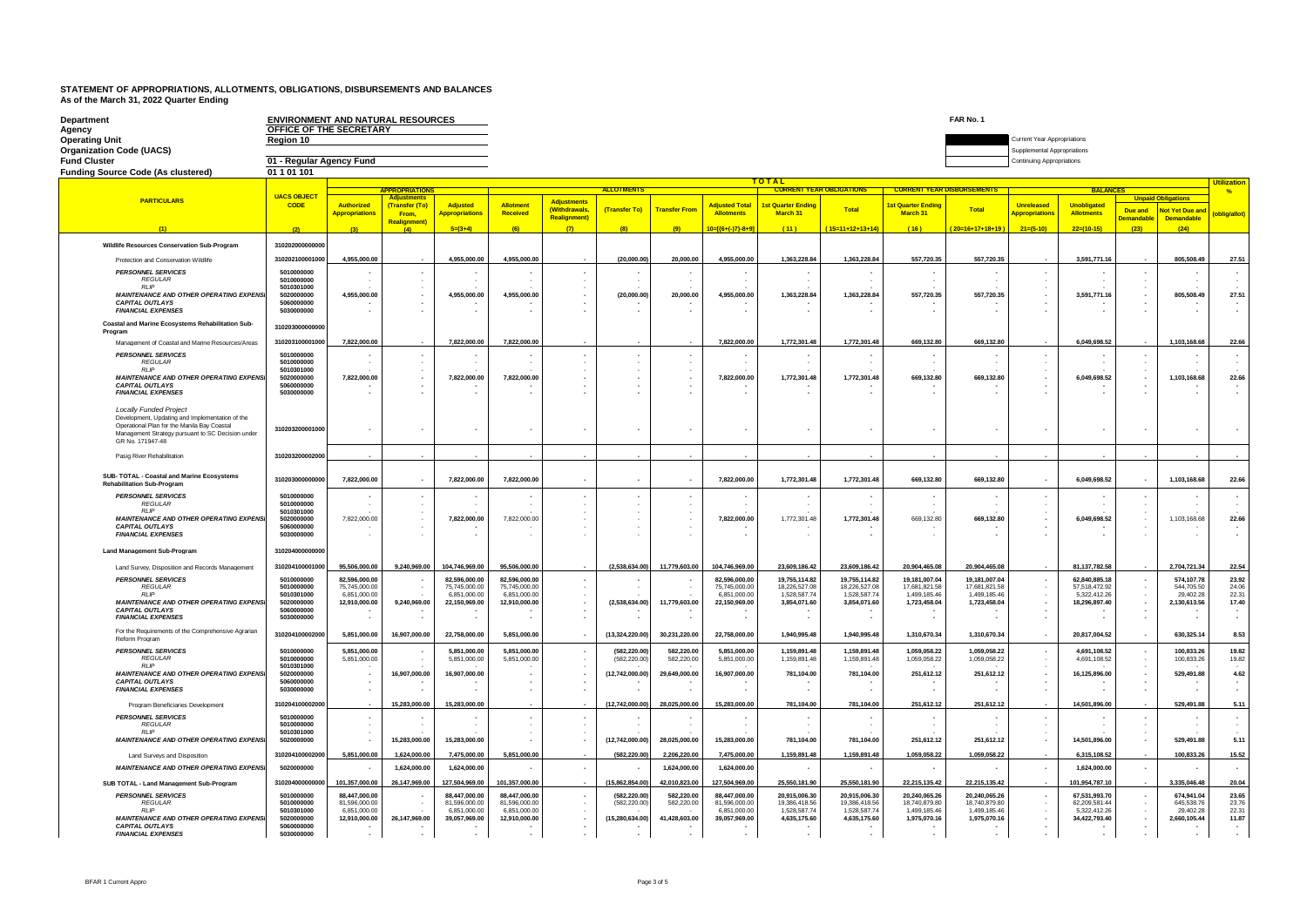# STATEMENT OF APPROPRIATIONS, ALLOTMENTS, OBLIGATIONS, DISBURSEMENTS AND BALANCES
As of the March 31, 2022 Quarter Ending

| | | |
|---|---|---|
| Department | ENVIRONMENT AND NATURAL RESOURCES | FAR No. 1 |
| Agency | OFFICE OF THE SECRETARY | |
| Operating Unit | Region 10 | Current Year Appropriations |
| Organization Code (UACS) | | Supplemental Appropriations |
| Fund Cluster | 01 - Regular Agency Fund | Continuing Appropriations |
| Funding Source Code (As clustered) | 01 1 01 101 | |

| PARTICULARS | UACS OBJECT CODE | APPROPRIATIONS: Authorized Appropriations | APPROPRIATIONS: Adjustments (Transfer (To) From, Realignment) | APPROPRIATIONS: Adjusted Appropriations | ALLOTMENTS: Allotment Received | ALLOTMENTS: Adjustments (Withdrawals, Realignment) | ALLOTMENTS: (Transfer To) | ALLOTMENTS: Transfer From | ALLOTMENTS: Adjusted Total Allotments | CURRENT YEAR OBLIGATIONS: 1st Quarter Ending March 31 | CURRENT YEAR OBLIGATIONS: Total | CURRENT YEAR DISBURSEMENTS: 1st Quarter Ending March 31 | CURRENT YEAR DISBURSEMENTS: Total | BALANCES: Unreleased Appropriations | BALANCES: Unobligated Allotments | Unpaid Obligations: Due and Demandable | Unpaid Obligations: Not Yet Due and Demandable | Utilization % (oblig/allot) |
|---|---|---|---|---|---|---|---|---|---|---|---|---|---|---|---|---|---|---|
| (1) | (2) | (3) | (4) | 5=(3+4) | (6) | (7) | (8) | (9) | 10=[(6+(-)7)-8+9] | (11) | (15=11+12+13+14) | (16) | (20=16+17+18+19) | 21=(5-10) | 22=(10-15) | (23) | (24) | |
| **Wildlife Resources Conservation Sub-Program** | 310202000000000 | | | | | | | | | | | | | | | | | |
| Protection and Conservation Wildlife | 310202100001000 | 4,955,000.00 | - | 4,955,000.00 | 4,955,000.00 | - | (20,000.00) | 20,000.00 | 4,955,000.00 | 1,363,228.84 | 1,363,228.84 | 557,720.35 | 557,720.35 | - | 3,591,771.16 | - | 805,508.49 | 27.51 |
| PERSONNEL SERVICES | 5010000000 | - | - | - | - | - | - | - | - | - | - | - | - | - | - | - | - | - |
| REGULAR | 5010000000 | - | - | - | - | - | - | - | - | - | - | - | - | - | - | - | - | - |
| RLIP | 5010301000 | - | - | - | - | - | - | - | - | - | - | - | - | - | - | - | - | - |
| MAINTENANCE AND OTHER OPERATING EXPENSES | 5020000000 | 4,955,000.00 | - | 4,955,000.00 | 4,955,000.00 | - | (20,000.00) | 20,000.00 | 4,955,000.00 | 1,363,228.84 | 1,363,228.84 | 557,720.35 | 557,720.35 | - | 3,591,771.16 | - | 805,508.49 | 27.51 |
| CAPITAL OUTLAYS | 5060000000 | - | - | - | - | - | - | - | - | - | - | - | - | - | - | - | - | - |
| FINANCIAL EXPENSES | 5030000000 | - | - | - | - | - | - | - | - | - | - | - | - | - | - | - | - | - |
| **Coastal and Marine Ecosystems Rehabilitation Sub-Program** | 310203000000000 | | | | | | | | | | | | | | | | | |
| Management of Coastal and Marine Resources/Areas | 310203100001000 | 7,822,000.00 | - | 7,822,000.00 | 7,822,000.00 | - | - | - | 7,822,000.00 | 1,772,301.48 | 1,772,301.48 | 669,132.80 | 669,132.80 | - | 6,049,698.52 | - | 1,103,168.68 | 22.66 |
| PERSONNEL SERVICES | 5010000000 | - | - | - | - | - | - | - | - | - | - | - | - | - | - | - | - | - |
| REGULAR | 5010000000 | - | - | - | - | - | - | - | - | - | - | - | - | - | - | - | - | - |
| RLIP | 5010301000 | - | - | - | - | - | - | - | - | - | - | - | - | - | - | - | - | - |
| MAINTENANCE AND OTHER OPERATING EXPENSES | 5020000000 | 7,822,000.00 | - | 7,822,000.00 | 7,822,000.00 | - | - | - | 7,822,000.00 | 1,772,301.48 | 1,772,301.48 | 669,132.80 | 669,132.80 | - | 6,049,698.52 | - | 1,103,168.68 | 22.66 |
| CAPITAL OUTLAYS | 5060000000 | - | - | - | - | - | - | - | - | - | - | - | - | - | - | - | - | - |
| FINANCIAL EXPENSES | 5030000000 | - | - | - | - | - | - | - | - | - | - | - | - | - | - | - | - | - |
| *Locally Funded Project* Development, Updating and Implementation of the Operational Plan for the Manila Bay Coastal Management Strategy pursuant to SC Decision under GR No. 171947-48 | 310203200001000 | - | - | - | - | - | - | - | - | - | - | - | - | - | - | - | - | - |
| Pasig River Rehabilitation | 310203200002000 | - | - | - | - | - | - | - | - | - | - | - | - | - | - | - | - | - |
| **SUB- TOTAL - Coastal and Marine Ecosystems Rehabilitation Sub-Program** | 310203000000000 | 7,822,000.00 | - | 7,822,000.00 | 7,822,000.00 | - | - | - | 7,822,000.00 | 1,772,301.48 | 1,772,301.48 | 669,132.80 | 669,132.80 | - | 6,049,698.52 | - | 1,103,168.68 | 22.66 |
| PERSONNEL SERVICES | 5010000000 | - | - | - | - | - | - | - | - | - | - | - | - | - | - | - | - | - |
| REGULAR | 5010000000 | - | - | - | - | - | - | - | - | - | - | - | - | - | - | - | - | - |
| RLIP | 5010301000 | - | - | - | - | - | - | - | - | - | - | - | - | - | - | - | - | - |
| MAINTENANCE AND OTHER OPERATING EXPENSES | 5020000000 | 7,822,000.00 | - | 7,822,000.00 | 7,822,000.00 | - | - | - | 7,822,000.00 | 1,772,301.48 | 1,772,301.48 | 669,132.80 | 669,132.80 | - | 6,049,698.52 | - | 1,103,168.68 | 22.66 |
| CAPITAL OUTLAYS | 5060000000 | - | - | - | - | - | - | - | - | - | - | - | - | - | - | - | - | - |
| FINANCIAL EXPENSES | 5030000000 | - | - | - | - | - | - | - | - | - | - | - | - | - | - | - | - | - |
| **Land Management Sub-Program** | 310204000000000 | | | | | | | | | | | | | | | | | |
| Land Survey, Disposition and Records Management | 310204100001000 | 95,506,000.00 | 9,240,969.00 | 104,746,969.00 | 95,506,000.00 | - | (2,538,634.00) | 11,779,603.00 | 104,746,969.00 | 23,609,186.42 | 23,609,186.42 | 20,904,465.08 | 20,904,465.08 | - | 81,137,782.58 | - | 2,704,721.34 | 22.54 |
| PERSONNEL SERVICES | 5010000000 | 82,596,000.00 | - | 82,596,000.00 | 82,596,000.00 | - | - | - | 82,596,000.00 | 19,755,114.82 | 19,755,114.82 | 19,181,007.04 | 19,181,007.04 | - | 62,840,885.18 | - | 574,107.78 | 23.92 |
| REGULAR | 5010000000 | 75,745,000.00 | - | 75,745,000.00 | 75,745,000.00 | - | - | - | 75,745,000.00 | 18,226,527.08 | 18,226,527.08 | 17,681,821.58 | 17,681,821.58 | - | 57,518,472.92 | - | 544,705.50 | 24.06 |
| RLIP | 5010301000 | 6,851,000.00 | - | 6,851,000.00 | 6,851,000.00 | - | - | - | 6,851,000.00 | 1,528,587.74 | 1,528,587.74 | 1,499,185.46 | 1,499,185.46 | - | 5,322,412.26 | - | 29,402.28 | 22.31 |
| MAINTENANCE AND OTHER OPERATING EXPENSES | 5020000000 | 12,910,000.00 | 9,240,969.00 | 22,150,969.00 | 12,910,000.00 | - | (2,538,634.00) | 11,779,603.00 | 22,150,969.00 | 3,854,071.60 | 3,854,071.60 | 1,723,458.04 | 1,723,458.04 | - | 18,296,897.40 | - | 2,130,613.56 | 17.40 |
| CAPITAL OUTLAYS | 5060000000 | - | - | - | - | - | - | - | - | - | - | - | - | - | - | - | - | - |
| FINANCIAL EXPENSES | 5030000000 | - | - | - | - | - | - | - | - | - | - | - | - | - | - | - | - | - |
| For the Requirements of the Comprehensive Agrarian Reform Program | 310204100002000 | 5,851,000.00 | 16,907,000.00 | 22,758,000.00 | 5,851,000.00 | - | (13,324,220.00) | 30,231,220.00 | 22,758,000.00 | 1,940,995.48 | 1,940,995.48 | 1,310,670.34 | 1,310,670.34 | - | 20,817,004.52 | - | 630,325.14 | 8.53 |
| PERSONNEL SERVICES | 5010000000 | 5,851,000.00 | - | 5,851,000.00 | 5,851,000.00 | - | (582,220.00) | 582,220.00 | 5,851,000.00 | 1,159,891.48 | 1,159,891.48 | 1,059,058.22 | 1,059,058.22 | - | 4,691,108.52 | - | 100,833.26 | 19.82 |
| REGULAR | 5010000000 | 5,851,000.00 | - | 5,851,000.00 | 5,851,000.00 | - | (582,220.00) | 582,220.00 | 5,851,000.00 | 1,159,891.48 | 1,159,891.48 | 1,059,058.22 | 1,059,058.22 | - | 4,691,108.52 | - | 100,833.26 | 19.82 |
| RLIP | 5010301000 | - | - | - | - | - | - | - | - | - | - | - | - | - | - | - | - | - |
| MAINTENANCE AND OTHER OPERATING EXPENSES | 5020000000 | - | 16,907,000.00 | 16,907,000.00 | - | - | (12,742,000.00) | 29,649,000.00 | 16,907,000.00 | 781,104.00 | 781,104.00 | 251,612.12 | 251,612.12 | - | 16,125,896.00 | - | 529,491.88 | 4.62 |
| CAPITAL OUTLAYS | 5060000000 | - | - | - | - | - | - | - | - | - | - | - | - | - | - | - | - | - |
| FINANCIAL EXPENSES | 5030000000 | - | - | - | - | - | - | - | - | - | - | - | - | - | - | - | - | - |
| Program Beneficiaries Development | 310204100002000 | - | 15,283,000.00 | 15,283,000.00 | - | - | (12,742,000.00) | 28,025,000.00 | 15,283,000.00 | 781,104.00 | 781,104.00 | 251,612.12 | 251,612.12 | - | 14,501,896.00 | - | 529,491.88 | 5.11 |
| PERSONNEL SERVICES | 5010000000 | - | - | - | - | - | - | - | - | - | - | - | - | - | - | - | - | - |
| REGULAR | 5010000000 | - | - | - | - | - | - | - | - | - | - | - | - | - | - | - | - | - |
| RLIP | 5010301000 | - | - | - | - | - | - | - | - | - | - | - | - | - | - | - | - | - |
| MAINTENANCE AND OTHER OPERATING EXPENSES | 5020000000 | - | 15,283,000.00 | 15,283,000.00 | - | - | (12,742,000.00) | 28,025,000.00 | 15,283,000.00 | 781,104.00 | 781,104.00 | 251,612.12 | 251,612.12 | - | 14,501,896.00 | - | 529,491.88 | 5.11 |
| Land Surveys and Disposition | 310204100002000 | 5,851,000.00 | 1,624,000.00 | 7,475,000.00 | 5,851,000.00 | - | (582,220.00) | 2,206,220.00 | 7,475,000.00 | 1,159,891.48 | 1,159,891.48 | 1,059,058.22 | 1,059,058.22 | - | 6,315,108.52 | - | 100,833.26 | 15.52 |
| MAINTENANCE AND OTHER OPERATING EXPENSES | 5020000000 | - | 1,624,000.00 | 1,624,000.00 | - | - | - | 1,624,000.00 | 1,624,000.00 | - | - | - | - | - | 1,624,000.00 | - | - | - |
| **SUB TOTAL - Land Management Sub-Program** | 310204000000000 | 101,357,000.00 | 26,147,969.00 | 127,504,969.00 | 101,357,000.00 | - | (15,862,854.00) | 42,010,823.00 | 127,504,969.00 | 25,550,181.90 | 25,550,181.90 | 22,215,135.42 | 22,215,135.42 | - | 101,954,787.10 | - | 3,335,046.48 | 20.04 |
| PERSONNEL SERVICES | 5010000000 | 88,447,000.00 | - | 88,447,000.00 | 88,447,000.00 | - | (582,220.00) | 582,220.00 | 88,447,000.00 | 20,915,006.30 | 20,915,006.30 | 20,240,065.26 | 20,240,065.26 | - | 67,531,993.70 | - | 674,941.04 | 23.65 |
| REGULAR | 5010000000 | 81,596,000.00 | - | 81,596,000.00 | 81,596,000.00 | - | (582,220.00) | 582,220.00 | 81,596,000.00 | 19,386,418.56 | 19,386,418.56 | 18,740,879.80 | 18,740,879.80 | - | 62,209,581.44 | - | 645,538.76 | 23.76 |
| RLIP | 5010301000 | 6,851,000.00 | - | 6,851,000.00 | 6,851,000.00 | - | - | - | 6,851,000.00 | 1,528,587.74 | 1,528,587.74 | 1,499,185.46 | 1,499,185.46 | - | 5,322,412.26 | - | 29,402.28 | 22.31 |
| MAINTENANCE AND OTHER OPERATING EXPENSES | 5020000000 | 12,910,000.00 | 26,147,969.00 | 39,057,969.00 | 12,910,000.00 | - | (15,280,634.00) | 41,428,603.00 | 39,057,969.00 | 4,635,175.60 | 4,635,175.60 | 1,975,070.16 | 1,975,070.16 | - | 34,422,793.40 | - | 2,660,105.44 | 11.87 |
| CAPITAL OUTLAYS | 5060000000 | - | - | - | - | - | - | - | - | - | - | - | - | - | - | - | - | - |
| FINANCIAL EXPENSES | 5030000000 | - | - | - | - | - | - | - | - | - | - | - | - | - | - | - | - | - |

BFAR 1 Current Appro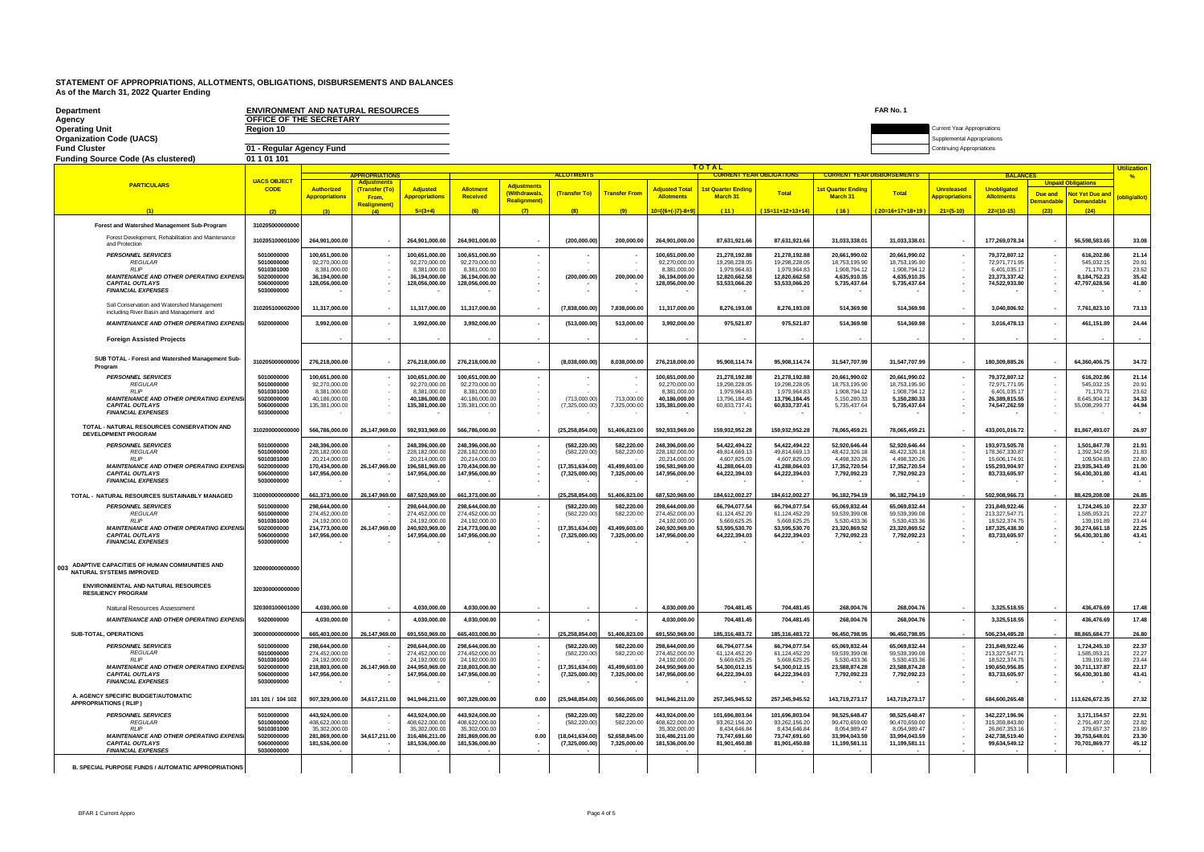# STATEMENT OF APPROPRIATIONS, ALLOTMENTS, OBLIGATIONS, DISBURSEMENTS AND BALANCES
As of the March 31, 2022 Quarter Ending

**Department**: ENVIRONMENT AND NATURAL RESOURCES
**Agency**: OFFICE OF THE SECRETARY
**Operating Unit**: Region 10
**Organization Code (UACS)**:
**Fund Cluster**: 01 - Regular Agency Fund
**Funding Source Code (As clustered)**: 01 1 01 101

FAR No. 1

Current Year Appropriations
Supplemental Appropriations
Continuing Appropriations

| PARTICULARS | UACS OBJECT CODE | APPROPRIATIONS | | | ALLOTMENTS | | | | | TOTAL CURRENT YEAR OBLIGATIONS | | CURRENT YEAR DISBURSEMENTS | | BALANCES | | | | Utilization % |
|---|---|---|---|---|---|---|---|---|---|---|---|---|---|---|---|---|---|---|
| | | Authorized Appropriations | Adjustments (Transfer (To) From, Realignment) | Adjusted Appropriations | Allotment Received | Adjustments (Withdrawals, Realignment) | (Transfer To) | Transfer From | Adjusted Total Allotments | 1st Quarter Ending March 31 | Total | 1st Quarter Ending March 31 | Total | Unreleased Appropriations | Unobligated Allotments | Unpaid Obligations: Due and Demandable | Unpaid Obligations: Not Yet Due and Demandable | (oblig/allot) |
| (1) | (2) | (3) | (4) | 5=(3+4) | (6) | (7) | (8) | (9) | 10=[(6+(-)7)-8+9] | (11) | (15=11+12+13+14) | (16) | (20=16+17+18+19) | 21=(5-10) | 22=(10-15) | (23) | (24) | |
| **Forest and Watershed Management Sub-Program** | 310205000000000 | | | | | | | | | | | | | | | | | |
| Forest Development, Rehabilitation and Maintenance and Protection | 310205100001000 | 264,901,000.00 | - | 264,901,000.00 | 264,901,000.00 | - | (200,000.00) | 200,000.00 | 264,901,000.00 | 87,631,921.66 | 87,631,921.66 | 31,033,338.01 | 31,033,338.01 | - | 177,269,078.34 | - | 56,598,583.65 | 33.08 |
| *PERSONNEL SERVICES* | 5010000000 | 100,651,000.00 | - | 100,651,000.00 | 100,651,000.00 | - | - | - | 100,651,000.00 | 21,278,192.88 | 21,278,192.88 | 20,661,990.02 | 20,661,990.02 | - | 79,372,807.12 | - | 616,202.86 | 21.14 |
| *REGULAR* | 5010000000 | 92,270,000.00 | - | 92,270,000.00 | 92,270,000.00 | - | - | - | 92,270,000.00 | 19,298,228.05 | 19,298,228.05 | 18,753,195.90 | 18,753,195.90 | - | 72,971,771.95 | - | 545,032.15 | 20.91 |
| *RLIP* | 5010301000 | 8,381,000.00 | - | 8,381,000.00 | 8,381,000.00 | - | - | - | 8,381,000.00 | 1,979,964.83 | 1,979,964.83 | 1,908,794.12 | 1,908,794.12 | - | 6,401,035.17 | - | 71,170.71 | 23.62 |
| *MAINTENANCE AND OTHER OPERATING EXPENSES* | 5020000000 | 36,194,000.00 | - | 36,194,000.00 | 36,194,000.00 | - | (200,000.00) | 200,000.00 | 36,194,000.00 | 12,820,662.58 | 12,820,662.58 | 4,635,910.35 | 4,635,910.35 | - | 23,373,337.42 | - | 8,184,752.23 | 35.42 |
| *CAPITAL OUTLAYS* | 5060000000 | 128,056,000.00 | - | 128,056,000.00 | 128,056,000.00 | - | - | - | 128,056,000.00 | 53,533,066.20 | 53,533,066.20 | 5,735,437.64 | 5,735,437.64 | - | 74,522,933.80 | - | 47,797,628.56 | 41.80 |
| *FINANCIAL EXPENSES* | 5030000000 | - | - | - | - | - | - | - | - | - | - | - | - | - | - | - | - | - |
| Soil Conservation and Watershed Management including River Basin and Management and | 310205100002000 | 11,317,000.00 | - | 11,317,000.00 | 11,317,000.00 | - | (7,838,000.00) | 7,838,000.00 | 11,317,000.00 | 8,276,193.08 | 8,276,193.08 | 514,369.98 | 514,369.98 | - | 3,040,806.92 | - | 7,761,823.10 | 73.13 |
| *MAINTENANCE AND OTHER OPERATING EXPENSES* | 5020000000 | 3,992,000.00 | - | 3,992,000.00 | 3,992,000.00 | - | (513,000.00) | 513,000.00 | 3,992,000.00 | 975,521.87 | 975,521.87 | 514,369.98 | 514,369.98 | - | 3,016,478.13 | - | 461,151.89 | 24.44 |
| **Foreign Assisted Projects** | | - | - | - | - | - | - | - | - | - | - | - | - | - | - | - | - | - |
| **SUB TOTAL - Forest and Watershed Management Sub-Program** | 310205000000000 | 276,218,000.00 | - | 276,218,000.00 | 276,218,000.00 | - | (8,038,000.00) | 8,038,000.00 | 276,218,000.00 | 95,908,114.74 | 95,908,114.74 | 31,547,707.99 | 31,547,707.99 | - | 180,309,885.26 | - | 64,360,406.75 | 34.72 |
| *PERSONNEL SERVICES* | 5010000000 | 100,651,000.00 | - | 100,651,000.00 | 100,651,000.00 | - | - | - | 100,651,000.00 | 21,278,192.88 | 21,278,192.88 | 20,661,990.02 | 20,661,990.02 | - | 79,372,807.12 | - | 616,202.86 | 21.14 |
| *REGULAR* | 5010000000 | 92,270,000.00 | - | 92,270,000.00 | 92,270,000.00 | - | - | - | 92,270,000.00 | 19,298,228.05 | 19,298,228.05 | 18,753,195.90 | 18,753,195.90 | - | 72,971,771.95 | - | 545,032.15 | 20.91 |
| *RLIP* | 5010301000 | 8,381,000.00 | - | 8,381,000.00 | 8,381,000.00 | - | - | - | 8,381,000.00 | 1,979,964.83 | 1,979,964.83 | 1,908,794.12 | 1,908,794.12 | - | 6,401,035.17 | - | 71,170.71 | 23.62 |
| *MAINTENANCE AND OTHER OPERATING EXPENSES* | 5020000000 | 40,186,000.00 | - | 40,186,000.00 | 40,186,000.00 | - | (713,000.00) | 713,000.00 | 40,186,000.00 | 13,796,184.45 | 13,796,184.45 | 5,150,280.33 | 5,150,280.33 | - | 26,389,815.55 | - | 8,645,904.12 | 34.33 |
| *CAPITAL OUTLAYS* | 5060000000 | 135,381,000.00 | - | 135,381,000.00 | 135,381,000.00 | - | (7,325,000.00) | 7,325,000.00 | 135,381,000.00 | 60,833,737.41 | 60,833,737.41 | 5,735,437.64 | 5,735,437.64 | - | 74,547,262.59 | - | 55,098,299.77 | 44.94 |
| *FINANCIAL EXPENSES* | 5030000000 | - | - | - | - | - | - | - | - | - | - | - | - | - | - | - | - | - |
| **TOTAL - NATURAL RESOURCES CONSERVATION AND DEVELOPMENT PROGRAM** | 310200000000000 | 566,786,000.00 | 26,147,969.00 | 592,933,969.00 | 566,786,000.00 | - | (25,258,854.00) | 51,406,823.00 | 592,933,969.00 | 159,932,952.28 | 159,932,952.28 | 78,065,459.21 | 78,065,459.21 | - | 433,001,016.72 | - | 81,867,493.07 | 26.97 |
| *PERSONNEL SERVICES* | 5010000000 | 248,396,000.00 | - | 248,396,000.00 | 248,396,000.00 | - | (582,220.00) | 582,220.00 | 248,396,000.00 | 54,422,494.22 | 54,422,494.22 | 52,920,646.44 | 52,920,646.44 | - | 193,973,505.78 | - | 1,501,847.78 | 21.91 |
| *REGULAR* | 5010000000 | 228,182,000.00 | - | 228,182,000.00 | 228,182,000.00 | - | (582,220.00) | 582,220.00 | 228,182,000.00 | 49,814,669.13 | 49,814,669.13 | 48,422,326.18 | 48,422,326.18 | - | 178,367,330.87 | - | 1,392,342.95 | 21.83 |
| *RLIP* | 5010301000 | 20,214,000.00 | - | 20,214,000.00 | 20,214,000.00 | - | - | - | 20,214,000.00 | 4,607,825.09 | 4,607,825.09 | 4,498,320.26 | 4,498,320.26 | - | 15,606,174.91 | - | 109,504.83 | 22.80 |
| *MAINTENANCE AND OTHER OPERATING EXPENSES* | 5020000000 | 170,434,000.00 | 26,147,969.00 | 196,581,969.00 | 170,434,000.00 | - | (17,351,634.00) | 43,499,603.00 | 196,581,969.00 | 41,288,064.03 | 41,288,064.03 | 17,352,720.54 | 17,352,720.54 | - | 155,293,904.97 | - | 23,935,343.49 | 21.00 |
| *CAPITAL OUTLAYS* | 5060000000 | 147,956,000.00 | - | 147,956,000.00 | 147,956,000.00 | - | (7,325,000.00) | 7,325,000.00 | 147,956,000.00 | 64,222,394.03 | 64,222,394.03 | 7,792,092.23 | 7,792,092.23 | - | 83,733,605.97 | - | 56,430,301.80 | 43.41 |
| *FINANCIAL EXPENSES* | 5030000000 | - | - | - | - | - | - | - | - | - | - | - | - | - | - | - | - | - |
| **TOTAL - NATURAL RESOURCES SUSTAINABLY MANAGED** | 310000000000000 | 661,373,000.00 | 26,147,969.00 | 687,520,969.00 | 661,373,000.00 | - | (25,258,854.00) | 51,406,823.00 | 687,520,969.00 | 184,612,002.27 | 184,612,002.27 | 96,182,794.19 | 96,182,794.19 | - | 502,908,966.73 | - | 88,429,208.08 | 26.85 |
| *PERSONNEL SERVICES* | 5010000000 | 298,644,000.00 | - | 298,644,000.00 | 298,644,000.00 | - | (582,220.00) | 582,220.00 | 298,644,000.00 | 66,794,077.54 | 66,794,077.54 | 65,069,832.44 | 65,069,832.44 | - | 231,849,922.46 | - | 1,724,245.10 | 22.37 |
| *REGULAR* | 5010000000 | 274,452,000.00 | - | 274,452,000.00 | 274,452,000.00 | - | (582,220.00) | 582,220.00 | 274,452,000.00 | 61,124,452.29 | 61,124,452.29 | 59,539,399.08 | 59,539,399.08 | - | 213,327,547.71 | - | 1,585,053.21 | 22.27 |
| *RLIP* | 5010301000 | 24,192,000.00 | - | 24,192,000.00 | 24,192,000.00 | - | - | - | 24,192,000.00 | 5,669,625.25 | 5,669,625.25 | 5,530,433.36 | 5,530,433.36 | - | 18,522,374.75 | - | 139,191.89 | 23.44 |
| *MAINTENANCE AND OTHER OPERATING EXPENSES* | 5020000000 | 214,773,000.00 | 26,147,969.00 | 240,920,969.00 | 214,773,000.00 | - | (17,351,634.00) | 43,499,603.00 | 240,920,969.00 | 53,595,530.70 | 53,595,530.70 | 23,320,869.52 | 23,320,869.52 | - | 187,325,438.30 | - | 30,274,661.18 | 22.25 |
| *CAPITAL OUTLAYS* | 5060000000 | 147,956,000.00 | - | 147,956,000.00 | 147,956,000.00 | - | (7,325,000.00) | 7,325,000.00 | 147,956,000.00 | 64,222,394.03 | 64,222,394.03 | 7,792,092.23 | 7,792,092.23 | - | 83,733,605.97 | - | 56,430,301.80 | 43.41 |
| *FINANCIAL EXPENSES* | 5030000000 | - | - | - | - | - | - | - | - | - | - | - | - | - | - | - | - | - |
| **003 ADAPTIVE CAPACITIES OF HUMAN COMMUNITIES AND NATURAL SYSTEMS IMPROVED** | 320000000000000 | | | | | | | | | | | | | | | | | |
| **ENVIRONMENTAL AND NATURAL RESOURCES RESILIENCY PROGRAM** | 320300000000000 | | | | | | | | | | | | | | | | | |
| Natural Resources Assessment | 320300100001000 | 4,030,000.00 | - | 4,030,000.00 | 4,030,000.00 | - | - | - | 4,030,000.00 | 704,481.45 | 704,481.45 | 268,004.76 | 268,004.76 | - | 3,325,518.55 | - | 436,476.69 | 17.48 |
| *MAINTENANCE AND OTHER OPERATING EXPENSES* | 5020000000 | 4,030,000.00 | - | 4,030,000.00 | 4,030,000.00 | - | - | - | 4,030,000.00 | 704,481.45 | 704,481.45 | 268,004.76 | 268,004.76 | - | 3,325,518.55 | - | 436,476.69 | 17.48 |
| **SUB-TOTAL, OPERATIONS** | 300000000000000 | 665,403,000.00 | 26,147,969.00 | 691,550,969.00 | 665,403,000.00 | - | (25,258,854.00) | 51,406,823.00 | 691,550,969.00 | 185,316,483.72 | 185,316,483.72 | 96,450,798.95 | 96,450,798.95 | - | 506,234,485.28 | - | 88,865,684.77 | 26.80 |
| *PERSONNEL SERVICES* | 5010000000 | 298,644,000.00 | - | 298,644,000.00 | 298,644,000.00 | - | (582,220.00) | 582,220.00 | 298,644,000.00 | 66,794,077.54 | 66,794,077.54 | 65,069,832.44 | 65,069,832.44 | - | 231,849,922.46 | - | 1,724,245.10 | 22.37 |
| *REGULAR* | 5010000000 | 274,452,000.00 | - | 274,452,000.00 | 274,452,000.00 | - | (582,220.00) | 582,220.00 | 274,452,000.00 | 61,124,452.29 | 61,124,452.29 | 59,539,399.08 | 59,539,399.08 | - | 213,327,547.71 | - | 1,585,053.21 | 22.27 |
| *RLIP* | 5010301000 | 24,192,000.00 | - | 24,192,000.00 | 24,192,000.00 | - | - | - | 24,192,000.00 | 5,669,625.25 | 5,669,625.25 | 5,530,433.36 | 5,530,433.36 | - | 18,522,374.75 | - | 139,191.89 | 23.44 |
| *MAINTENANCE AND OTHER OPERATING EXPENSES* | 5020000000 | 218,803,000.00 | 26,147,969.00 | 244,950,969.00 | 218,803,000.00 | - | (17,351,634.00) | 43,499,603.00 | 244,950,969.00 | 54,300,012.15 | 54,300,012.15 | 23,588,874.28 | 23,588,874.28 | - | 190,650,956.85 | - | 30,711,137.87 | 22.17 |
| *CAPITAL OUTLAYS* | 5060000000 | 147,956,000.00 | - | 147,956,000.00 | 147,956,000.00 | - | (7,325,000.00) | 7,325,000.00 | 147,956,000.00 | 64,222,394.03 | 64,222,394.03 | 7,792,092.23 | 7,792,092.23 | - | 83,733,605.97 | - | 56,430,301.80 | 43.41 |
| *FINANCIAL EXPENSES* | 5030000000 | - | - | - | - | - | - | - | - | - | - | - | - | - | - | - | - | - |
| **A. AGENCY SPECIFIC BUDGET/AUTOMATIC APPROPRIATIONS ( RLIP )** | 101 101 / 104 102 | 907,329,000.00 | 34,617,211.00 | 941,946,211.00 | 907,329,000.00 | 0.00 | (25,948,854.00) | 60,566,065.00 | 941,946,211.00 | 257,345,945.52 | 257,345,945.52 | 143,719,273.17 | 143,719,273.17 | - | 684,600,265.48 | - | 113,626,672.35 | 27.32 |
| *PERSONNEL SERVICES* | 5010000000 | 443,924,000.00 | - | 443,924,000.00 | 443,924,000.00 | - | (582,220.00) | 582,220.00 | 443,924,000.00 | 101,696,803.04 | 101,696,803.04 | 98,525,648.47 | 98,525,648.47 | - | 342,227,196.96 | - | 3,171,154.57 | 22.91 |
| *REGULAR* | 5010000000 | 408,622,000.00 | - | 408,622,000.00 | 408,622,000.00 | - | (582,220.00) | 582,220.00 | 408,622,000.00 | 93,262,156.20 | 93,262,156.20 | 90,470,659.00 | 90,470,659.00 | - | 315,359,843.80 | - | 2,791,497.20 | 22.82 |
| *RLIP* | 5010301000 | 35,302,000.00 | - | 35,302,000.00 | 35,302,000.00 | - | - | - | 35,302,000.00 | 8,434,646.84 | 8,434,646.84 | 8,054,989.47 | 8,054,989.47 | - | 26,867,353.16 | - | 379,657.37 | 23.89 |
| *MAINTENANCE AND OTHER OPERATING EXPENSES* | 5020000000 | 281,869,000.00 | 34,617,211.00 | 316,486,211.00 | 281,869,000.00 | 0.00 | (18,041,634.00) | 52,658,845.00 | 316,486,211.00 | 73,747,691.60 | 73,747,691.60 | 33,994,043.59 | 33,994,043.59 | - | 242,738,519.40 | - | 39,753,648.01 | 23.30 |
| *CAPITAL OUTLAYS* | 5060000000 | 181,536,000.00 | - | 181,536,000.00 | 181,536,000.00 | - | (7,325,000.00) | 7,325,000.00 | 181,536,000.00 | 81,901,450.88 | 81,901,450.88 | 11,199,581.11 | 11,199,581.11 | - | 99,634,549.12 | - | 70,701,869.77 | 45.12 |
| *FINANCIAL EXPENSES* | 5030000000 | - | - | - | - | - | - | - | - | - | - | - | - | - | - | - | - | - |
| **B. SPECIAL PURPOSE FUNDS / AUTOMATIC APPROPRIATIONS** | | | | | | | | | | | | | | | | | | |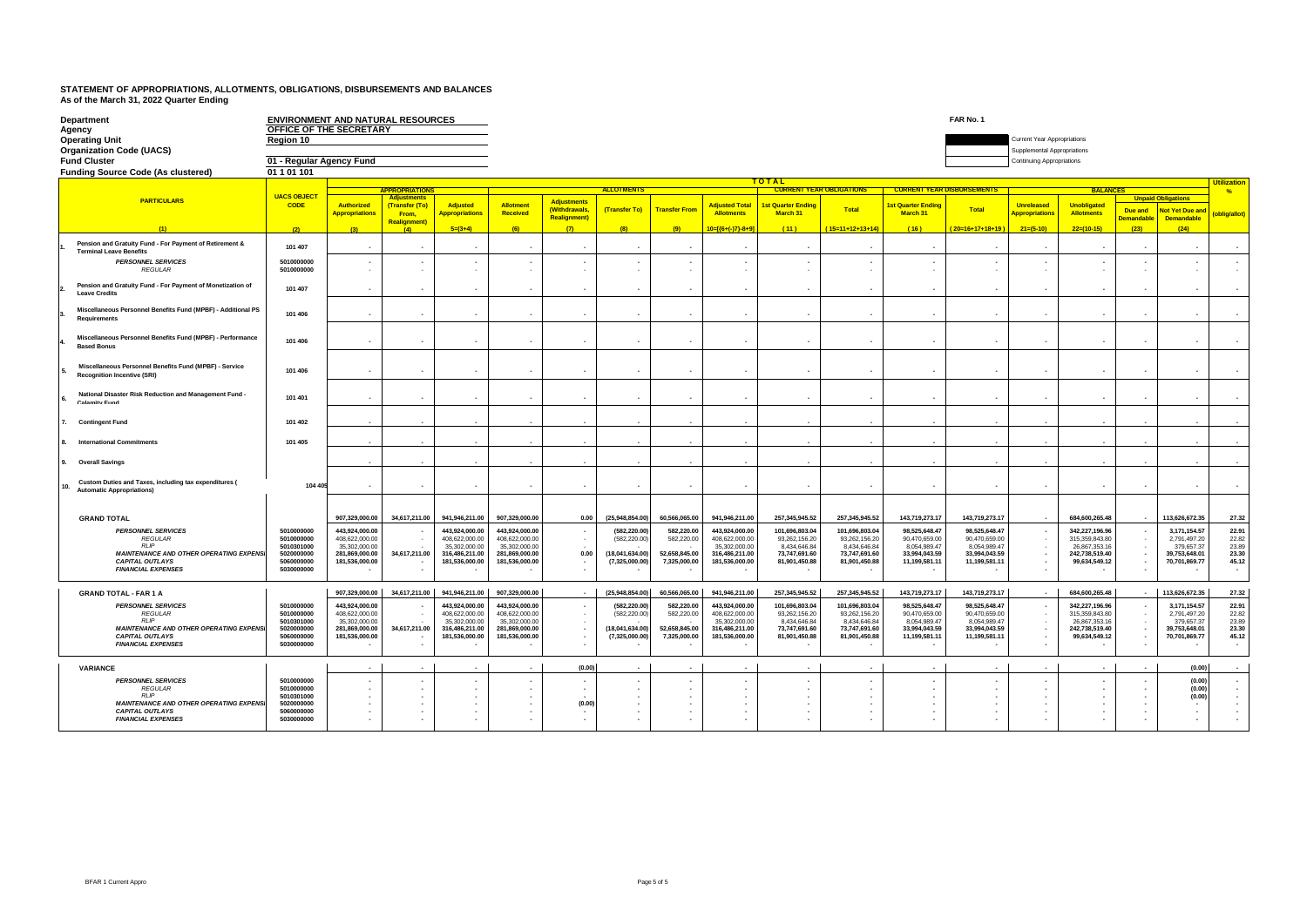**STATEMENT OF APPROPRIATIONS, ALLOTMENTS, OBLIGATIONS, DISBURSEMENTS AND BALANCES**
**As of the March 31, 2022 Quarter Ending**

| | | |
|---|---|---|
| Department | ENVIRONMENT AND NATURAL RESOURCES | FAR No. 1 |
| Agency | OFFICE OF THE SECRETARY | |
| Operating Unit | Region 10 | Current Year Appropriations |
| Organization Code (UACS) | | Supplemental Appropriations |
| Fund Cluster | 01 - Regular Agency Fund | Continuing Appropriations |
| Funding Source Code (As clustered) | 01 1 01 101 | |

| PARTICULARS | UACS OBJECT CODE | APPROPRIATIONS | | | ALLOTMENTS | | | | | CURRENT YEAR OBLIGATIONS | | CURRENT YEAR DISBURSEMENTS | | BALANCES | | | | Utilization % |
|---|---|---|---|---|---|---|---|---|---|---|---|---|---|---|---|---|---|---|
| | | Authorized Appropriations | Adjustments (Transfer (To) From, Realignment) | Adjusted Appropriations | Allotment Received | Adjustments (Withdrawals, Realignment) | (Transfer To) | Transfer From | Adjusted Total Allotments | 1st Quarter Ending March 31 | Total | 1st Quarter Ending March 31 | Total | Unreleased Appropriations | Unobligated Allotments | Unpaid Obligations: Due and Demandable | Unpaid Obligations: Not Yet Due and Demandable | (oblig/allot) |
| (1) | (2) | (3) | (4) | 5=(3+4) | (6) | (7) | (8) | (9) | 10=[(6+(-)7)-8+9] | (11) | (15=11+12+13+14) | (16) | (20=16+17+18+19) | 21=(5-10) | 22=(10-15) | (23) | (24) | |
| 1. Pension and Gratuity Fund - For Payment of Retirement & Terminal Leave Benefits | 101 407 | - | - | - | - | - | - | - | - | - | - | - | - | - | - | - | - | - |
| *PERSONNEL SERVICES* | 5010000000 | - | - | - | - | - | - | - | - | - | - | - | - | - | - | - | - | - |
| *REGULAR* | 5010000000 | - | - | - | - | - | - | - | - | - | - | - | - | - | - | - | - | - |
| 2. Pension and Gratuity Fund - For Payment of Monetization of Leave Credits | 101 407 | - | - | - | - | - | - | - | - | - | - | - | - | - | - | - | - | - |
| 3. Miscellaneous Personnel Benefits Fund (MPBF) - Additional PS Requirements | 101 406 | - | - | - | - | - | - | - | - | - | - | - | - | - | - | - | - | - |
| 4. Miscellaneous Personnel Benefits Fund (MPBF) - Performance Based Bonus | 101 406 | - | - | - | - | - | - | - | - | - | - | - | - | - | - | - | - | - |
| 5. Miscellaneous Personnel Benefits Fund (MPBF) - Service Recognition Incentive (SRI) | 101 406 | - | - | - | - | - | - | - | - | - | - | - | - | - | - | - | - | - |
| 6. National Disaster Risk Reduction and Management Fund - Calamity Fund | 101 401 | - | - | - | - | - | - | - | - | - | - | - | - | - | - | - | - | - |
| 7. Contingent Fund | 101 402 | - | - | - | - | - | - | - | - | - | - | - | - | - | - | - | - | - |
| 8. International Commitments | 101 405 | - | - | - | - | - | - | - | - | - | - | - | - | - | - | - | - | - |
| 9. Overall Savings | | - | - | - | - | - | - | - | - | - | - | - | - | - | - | - | - | - |
| 10. Custom Duties and Taxes, including tax expenditures ( Automatic Appropriations) | 104 405 | - | - | - | - | - | - | - | - | - | - | - | - | - | - | - | - | - |
| **GRAND TOTAL** | | 907,329,000.00 | 34,617,211.00 | 941,946,211.00 | 907,329,000.00 | 0.00 | (25,948,854.00) | 60,566,065.00 | 941,946,211.00 | 257,345,945.52 | 257,345,945.52 | 143,719,273.17 | 143,719,273.17 | - | 684,600,265.48 | - | 113,626,672.35 | 27.32 |
| *PERSONNEL SERVICES* | 5010000000 | 443,924,000.00 | - | 443,924,000.00 | 443,924,000.00 | - | (582,220.00) | 582,220.00 | 443,924,000.00 | 101,696,803.04 | 101,696,803.04 | 98,525,648.47 | 98,525,648.47 | - | 342,227,196.96 | - | 3,171,154.57 | 22.91 |
| *REGULAR* | 5010000000 | 408,622,000.00 | - | 408,622,000.00 | 408,622,000.00 | - | (582,220.00) | 582,220.00 | 408,622,000.00 | 93,262,156.20 | 93,262,156.20 | 90,470,659.00 | 90,470,659.00 | - | 315,359,843.80 | - | 2,791,497.20 | 22.82 |
| *RLIP* | 5010301000 | 35,302,000.00 | - | 35,302,000.00 | 35,302,000.00 | - | - | - | 35,302,000.00 | 8,434,646.84 | 8,434,646.84 | 8,054,989.47 | 8,054,989.47 | - | 26,867,353.16 | - | 379,657.37 | 23.89 |
| *MAINTENANCE AND OTHER OPERATING EXPENSES* | 5020000000 | 281,869,000.00 | 34,617,211.00 | 316,486,211.00 | 281,869,000.00 | 0.00 | (18,041,634.00) | 52,658,845.00 | 316,486,211.00 | 73,747,691.60 | 73,747,691.60 | 33,994,043.59 | 33,994,043.59 | - | 242,738,519.40 | - | 39,753,648.01 | 23.30 |
| *CAPITAL OUTLAYS* | 5060000000 | 181,536,000.00 | - | 181,536,000.00 | 181,536,000.00 | - | (7,325,000.00) | 7,325,000.00 | 181,536,000.00 | 81,901,450.88 | 81,901,450.88 | 11,199,581.11 | 11,199,581.11 | - | 99,634,549.12 | - | 70,701,869.77 | 45.12 |
| *FINANCIAL EXPENSES* | 5030000000 | - | - | - | - | - | - | - | - | - | - | - | - | - | - | - | - | - |
| **GRAND TOTAL - FAR 1 A** | | 907,329,000.00 | 34,617,211.00 | 941,946,211.00 | 907,329,000.00 | - | (25,948,854.00) | 60,566,065.00 | 941,946,211.00 | 257,345,945.52 | 257,345,945.52 | 143,719,273.17 | 143,719,273.17 | - | 684,600,265.48 | - | 113,626,672.35 | 27.32 |
| *PERSONNEL SERVICES* | 5010000000 | 443,924,000.00 | - | 443,924,000.00 | 443,924,000.00 | - | (582,220.00) | 582,220.00 | 443,924,000.00 | 101,696,803.04 | 101,696,803.04 | 98,525,648.47 | 98,525,648.47 | - | 342,227,196.96 | - | 3,171,154.57 | 22.91 |
| *REGULAR* | 5010000000 | 408,622,000.00 | - | 408,622,000.00 | 408,622,000.00 | - | (582,220.00) | 582,220.00 | 408,622,000.00 | 93,262,156.20 | 93,262,156.20 | 90,470,659.00 | 90,470,659.00 | - | 315,359,843.80 | - | 2,791,497.20 | 22.82 |
| *RLIP* | 5010301000 | 35,302,000.00 | - | 35,302,000.00 | 35,302,000.00 | - | - | - | 35,302,000.00 | 8,434,646.84 | 8,434,646.84 | 8,054,989.47 | 8,054,989.47 | - | 26,867,353.16 | - | 379,657.37 | 23.89 |
| *MAINTENANCE AND OTHER OPERATING EXPENSES* | 5020000000 | 281,869,000.00 | 34,617,211.00 | 316,486,211.00 | 281,869,000.00 | - | (18,041,634.00) | 52,658,845.00 | 316,486,211.00 | 73,747,691.60 | 73,747,691.60 | 33,994,043.59 | 33,994,043.59 | - | 242,738,519.40 | - | 39,753,648.01 | 23.30 |
| *CAPITAL OUTLAYS* | 5060000000 | 181,536,000.00 | - | 181,536,000.00 | 181,536,000.00 | - | (7,325,000.00) | 7,325,000.00 | 181,536,000.00 | 81,901,450.88 | 81,901,450.88 | 11,199,581.11 | 11,199,581.11 | - | 99,634,549.12 | - | 70,701,869.77 | 45.12 |
| *FINANCIAL EXPENSES* | 5030000000 | - | - | - | - | - | - | - | - | - | - | - | - | - | - | - | - | - |
| **VARIANCE** | | - | - | - | - | (0.00) | - | - | - | - | - | - | - | - | - | - | (0.00) | - |
| *PERSONNEL SERVICES* | 5010000000 | - | - | - | - | - | - | - | - | - | - | - | - | - | - | - | (0.00) | - |
| *REGULAR* | 5010000000 | - | - | - | - | - | - | - | - | - | - | - | - | - | - | - | (0.00) | - |
| *RLIP* | 5010301000 | - | - | - | - | - | - | - | - | - | - | - | - | - | - | - | (0.00) | - |
| *MAINTENANCE AND OTHER OPERATING EXPENSES* | 5020000000 | - | - | - | - | (0.00) | - | - | - | - | - | - | - | - | - | - | - | - |
| *CAPITAL OUTLAYS* | 5060000000 | - | - | - | - | - | - | - | - | - | - | - | - | - | - | - | - | - |
| *FINANCIAL EXPENSES* | 5030000000 | - | - | - | - | - | - | - | - | - | - | - | - | - | - | - | - | - |

BFAR 1 Current Appro